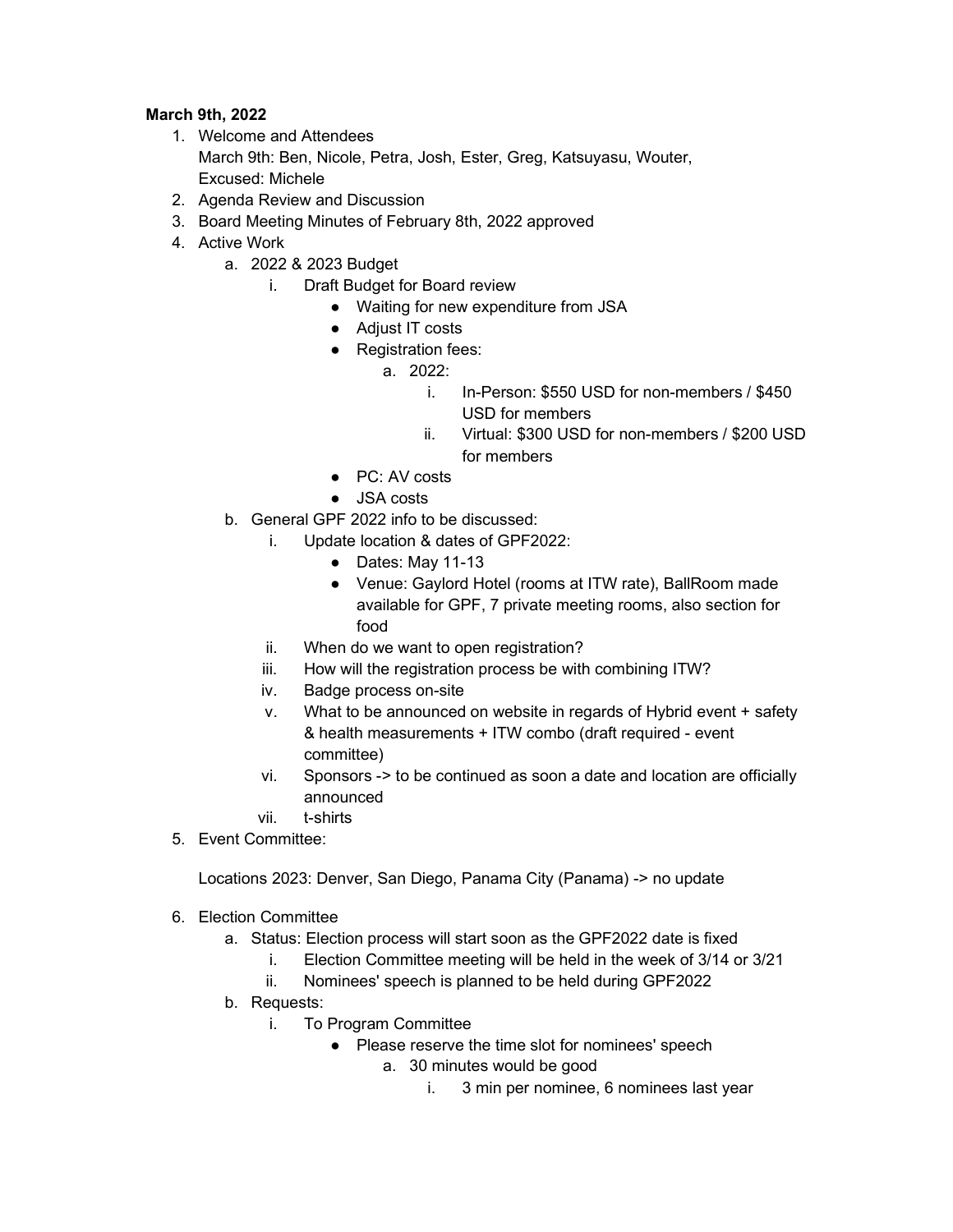**March 9th, 2022**

1. Welcome and Attendees
   March 9th: Ben, Nicole, Petra, Josh, Ester, Greg, Katsuyasu, Wouter,
   Excused: Michele
2. Agenda Review and Discussion
3. Board Meeting Minutes of February 8th, 2022 approved
4. Active Work
   a. 2022 & 2023 Budget
      i. Draft Budget for Board review
         - Waiting for new expenditure from JSA
         - Adjust IT costs
         - Registration fees:
           a. 2022:
              i. In-Person: $550 USD for non-members / $450 USD for members
              ii. Virtual: $300 USD for non-members / $200 USD for members
         - PC: AV costs
         - JSA costs
   b. General GPF 2022 info to be discussed:
      i. Update location & dates of GPF2022:
         - Dates: May 11-13
         - Venue: Gaylord Hotel (rooms at ITW rate), BallRoom made available for GPF, 7 private meeting rooms, also section for food
      ii. When do we want to open registration?
      iii. How will the registration process be with combining ITW?
      iv. Badge process on-site
      v. What to be announced on website in regards of Hybrid event + safety & health measurements + ITW combo (draft required - event committee)
      vi. Sponsors -> to be continued as soon a date and location are officially announced
      vii. t-shirts
5. Event Committee:

   Locations 2023: Denver, San Diego, Panama City (Panama) -> no update

6. Election Committee
   a. Status: Election process will start soon as the GPF2022 date is fixed
      i. Election Committee meeting will be held in the week of 3/14 or 3/21
      ii. Nominees' speech is planned to be held during GPF2022
   b. Requests:
      i. To Program Committee
         - Please reserve the time slot for nominees' speech
           a. 30 minutes would be good
              i. 3 min per nominee, 6 nominees last year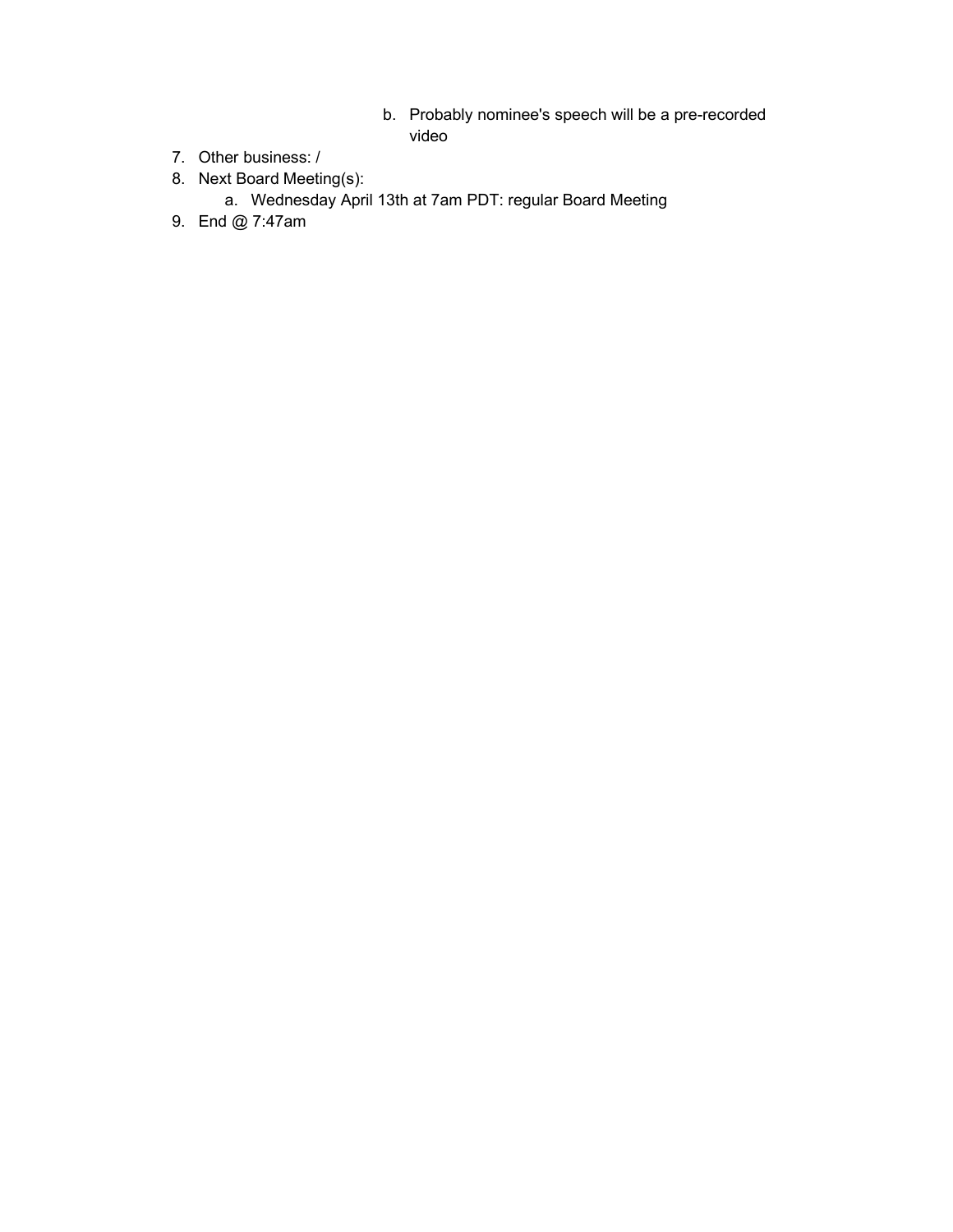b. Probably nominee's speech will be a pre-recorded video

7. Other business: /
8. Next Board Meeting(s):
    a. Wednesday April 13th at 7am PDT: regular Board Meeting
9. End @ 7:47am